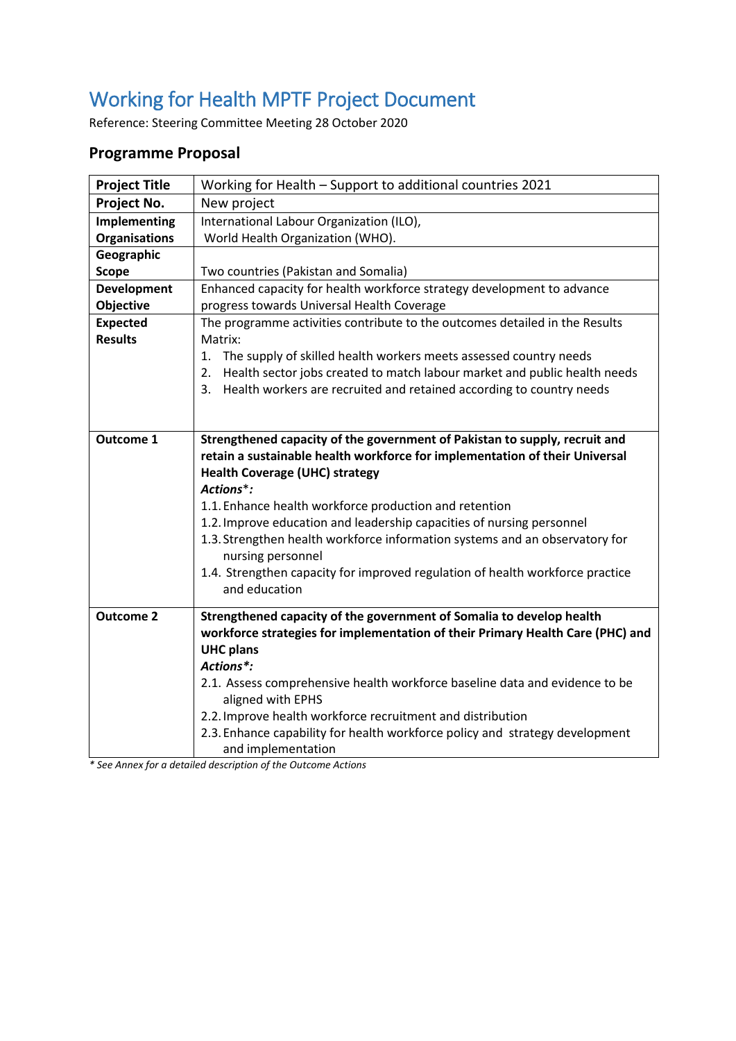# Working for Health MPTF Project Document

Reference: Steering Committee Meeting 28 October 2020

## Programme Proposal

| | |
|---|---|
| **Project Title** | Working for Health – Support to additional countries 2021 |
| **Project No.** | New project |
| **Implementing Organisations** | International Labour Organization (ILO), World Health Organization (WHO). |
| **Geographic Scope** | Two countries (Pakistan and Somalia) |
| **Development Objective** | Enhanced capacity for health workforce strategy development to advance progress towards Universal Health Coverage |
| **Expected Results** | The programme activities contribute to the outcomes detailed in the Results Matrix:<br>1. The supply of skilled health workers meets assessed country needs<br>2. Health sector jobs created to match labour market and public health needs<br>3. Health workers are recruited and retained according to country needs |
| **Outcome 1** | **Strengthened capacity of the government of Pakistan to supply, recruit and retain a sustainable health workforce for implementation of their Universal Health Coverage (UHC) strategy**<br>***Actions**\*:*<br>1.1. Enhance health workforce production and retention<br>1.2. Improve education and leadership capacities of nursing personnel<br>1.3. Strengthen health workforce information systems and an observatory for nursing personnel<br>1.4. Strengthen capacity for improved regulation of health workforce practice and education |
| **Outcome 2** | **Strengthened capacity of the government of Somalia to develop health workforce strategies for implementation of their Primary Health Care (PHC) and UHC plans**<br>***Actions\*:***<br>2.1. Assess comprehensive health workforce baseline data and evidence to be aligned with EPHS<br>2.2. Improve health workforce recruitment and distribution<br>2.3. Enhance capability for health workforce policy and strategy development and implementation |

*\* See Annex for a detailed description of the Outcome Actions*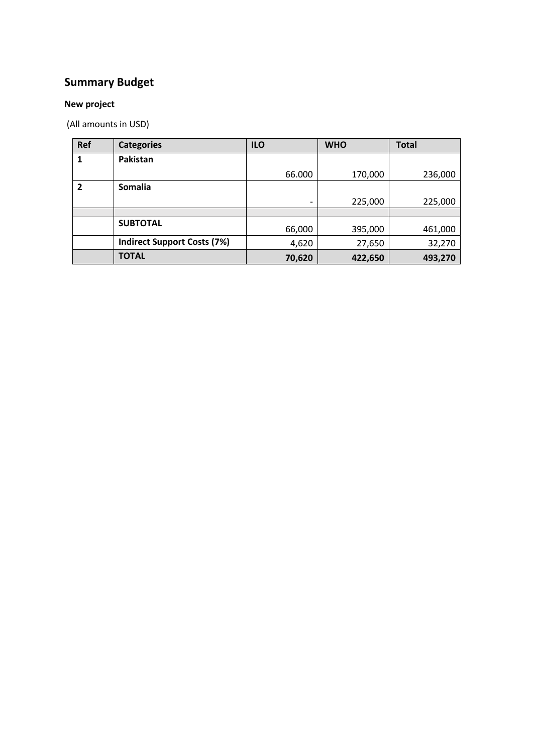## Summary Budget

**New project**

(All amounts in USD)

| Ref | Categories | ILO | WHO | Total |
|---|---|---|---|---|
| **1** | **Pakistan** | 66.000 | 170,000 | 236,000 |
| **2** | **Somalia** | - | 225,000 | 225,000 |
| | | | | |
| | **SUBTOTAL** | 66,000 | 395,000 | 461,000 |
| | **Indirect Support Costs (7%)** | 4,620 | 27,650 | 32,270 |
| | **TOTAL** | **70,620** | **422,650** | **493,270** |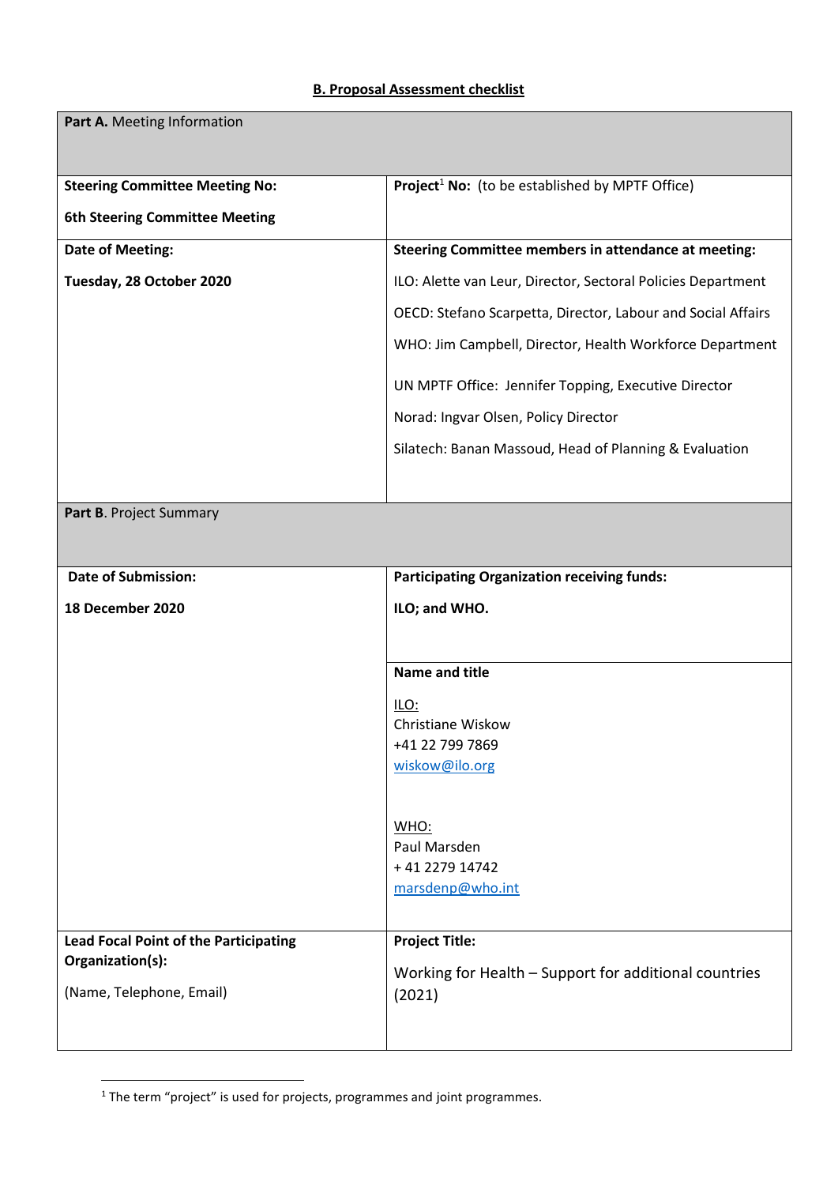**B. Proposal Assessment checklist**

| **Part A.** Meeting Information | |
|---|---|
| **Steering Committee Meeting No:**<br><br>**6th Steering Committee Meeting** | **Project**[1] **No:** (to be established by MPTF Office) |
| **Date of Meeting:**<br><br>**Tuesday, 28 October 2020** | **Steering Committee members in attendance at meeting:**<br><br>ILO: Alette van Leur, Director, Sectoral Policies Department<br><br>OECD: Stefano Scarpetta, Director, Labour and Social Affairs<br><br>WHO: Jim Campbell, Director, Health Workforce Department<br><br>UN MPTF Office: Jennifer Topping, Executive Director<br><br>Norad: Ingvar Olsen, Policy Director<br><br>Silatech: Banan Massoud, Head of Planning & Evaluation |
| **Part B**. Project Summary | |
| **Date of Submission:**<br><br>**18 December 2020** | **Participating Organization receiving funds:**<br><br>**ILO; and WHO.** |
| | **Name and title**<br><br>ILO:<br>Christiane Wiskow<br>+41 22 799 7869<br>wiskow@ilo.org<br><br>WHO:<br>Paul Marsden<br>+ 41 2279 14742<br>marsdenp@who.int |
| **Lead Focal Point of the Participating Organization(s):**<br><br>(Name, Telephone, Email) | **Project Title:**<br><br>Working for Health – Support for additional countries (2021) |

[1] The term "project" is used for projects, programmes and joint programmes.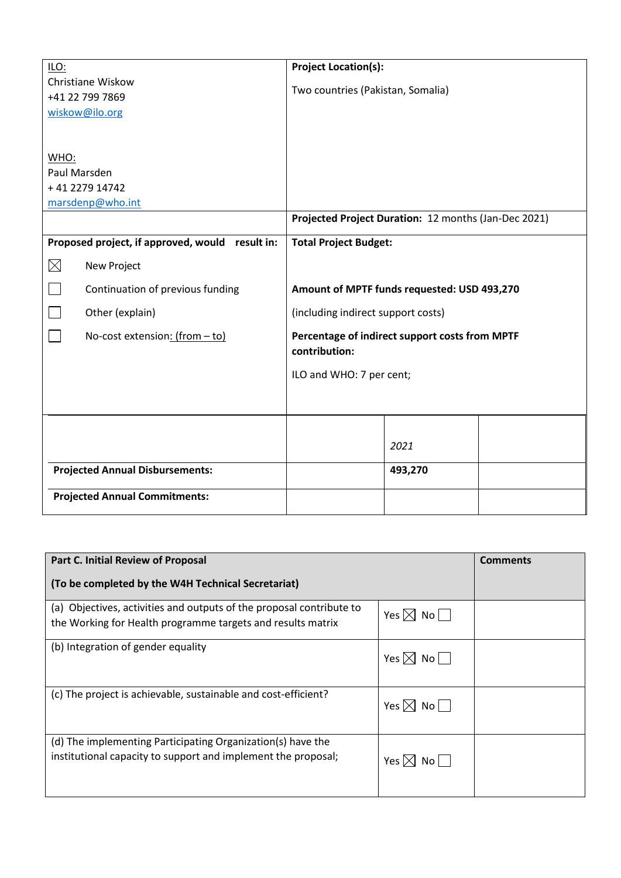| ILO: Christiane Wiskow +41 22 799 7869 wiskow@ilo.org<br><br>WHO: Paul Marsden + 41 2279 14742 marsdenp@who.int | **Project Location(s):**<br><br>Two countries (Pakistan, Somalia) |
|---|---|
| | **Projected Project Duration:** 12 months (Jan-Dec 2021) |
| **Proposed project, if approved, would result in:**<br><br>☒ New Project<br><br>☐ Continuation of previous funding<br><br>☐ Other (explain)<br><br>☐ No-cost extension: (from – to) | **Total Project Budget:**<br><br>**Amount of MPTF funds requested: USD 493,270**<br><br>(including indirect support costs)<br><br>**Percentage of indirect support costs from MPTF contribution:**<br><br>ILO and WHO: 7 per cent; |

| | | *2021* | |
|---|---|---|---|
| **Projected Annual Disbursements:** | | **493,270** | |
| **Projected Annual Commitments:** | | | |

| **Part C. Initial Review of Proposal**<br><br>**(To be completed by the W4H Technical Secretariat)** | | **Comments** |
|---|---|---|
| (a) Objectives, activities and outputs of the proposal contribute to the Working for Health programme targets and results matrix | Yes ☒ No ☐ | |
| (b) Integration of gender equality | Yes ☒ No ☐ | |
| (c) The project is achievable, sustainable and cost-efficient? | Yes ☒ No ☐ | |
| (d) The implementing Participating Organization(s) have the institutional capacity to support and implement the proposal; | Yes ☒ No ☐ | |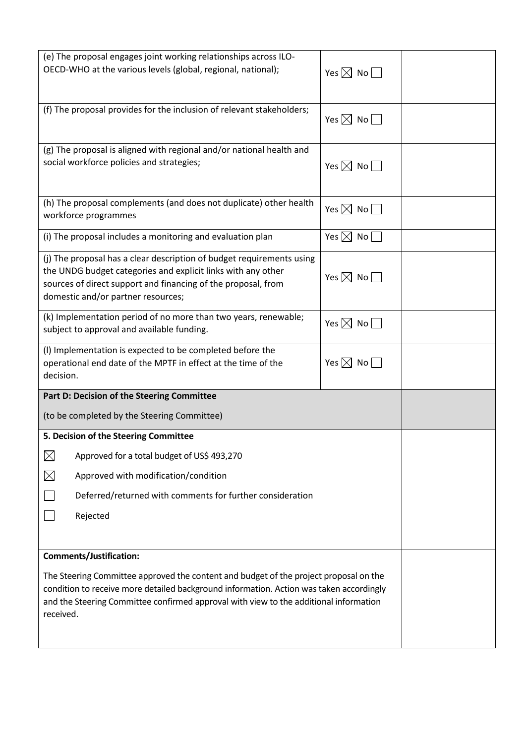| | | |
|---|---|---|
| (e) The proposal engages joint working relationships across ILO-OECD-WHO at the various levels (global, regional, national); | Yes ☒ No ☐ | |
| (f) The proposal provides for the inclusion of relevant stakeholders; | Yes ☒ No ☐ | |
| (g) The proposal is aligned with regional and/or national health and social workforce policies and strategies; | Yes ☒ No ☐ | |
| (h) The proposal complements (and does not duplicate) other health workforce programmes | Yes ☒ No ☐ | |
| (i) The proposal includes a monitoring and evaluation plan | Yes ☒ No ☐ | |
| (j) The proposal has a clear description of budget requirements using the UNDG budget categories and explicit links with any other sources of direct support and financing of the proposal, from domestic and/or partner resources; | Yes ☒ No ☐ | |
| (k) Implementation period of no more than two years, renewable; subject to approval and available funding. | Yes ☒ No ☐ | |
| (l) Implementation is expected to be completed before the operational end date of the MPTF in effect at the time of the decision. | Yes ☒ No ☐ | |

**Part D: Decision of the Steering Committee**

(to be completed by the Steering Committee)

**5. Decision of the Steering Committee**

- ☒ Approved for a total budget of US$ 493,270
- ☒ Approved with modification/condition
- ☐ Deferred/returned with comments for further consideration
- ☐ Rejected

**Comments/Justification:**

The Steering Committee approved the content and budget of the project proposal on the condition to receive more detailed background information. Action was taken accordingly and the Steering Committee confirmed approval with view to the additional information received.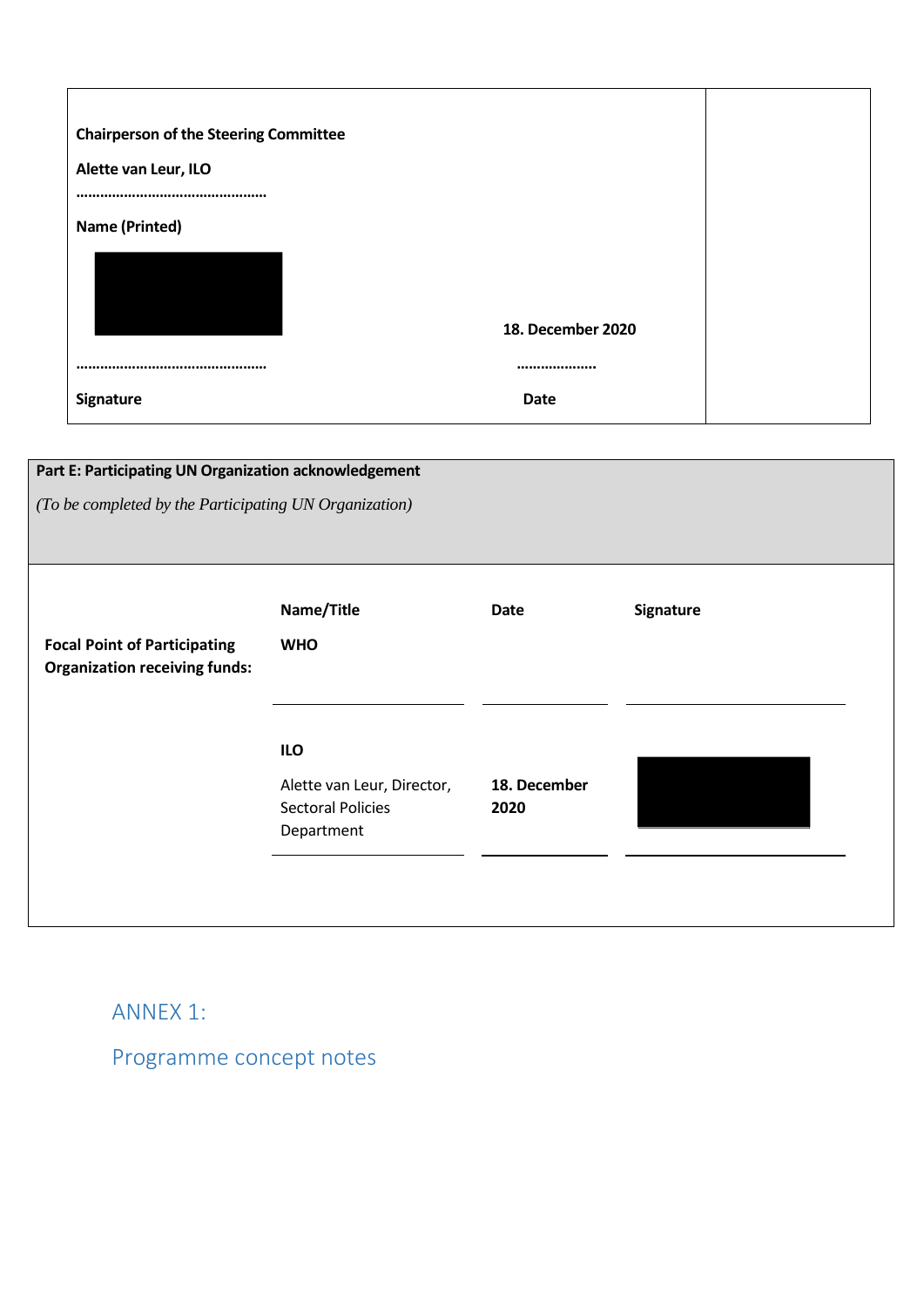| | |
|---|---|
| **Chairperson of the Steering Committee**<br><br>**Alette van Leur, ILO**<br><br>**…………………………………………**<br><br>**Name (Printed)**<br><br><br>**…………………………………………** &nbsp;&nbsp;&nbsp;&nbsp;&nbsp;&nbsp;&nbsp;&nbsp;&nbsp;&nbsp;&nbsp;&nbsp;&nbsp;&nbsp;&nbsp;&nbsp;&nbsp;&nbsp;&nbsp;&nbsp; **18. December 2020**<br>**………………**<br><br>**Signature** &nbsp;&nbsp;&nbsp;&nbsp;&nbsp;&nbsp;&nbsp;&nbsp;&nbsp;&nbsp;&nbsp;&nbsp;&nbsp;&nbsp;&nbsp;&nbsp;&nbsp;&nbsp;&nbsp;&nbsp;&nbsp;&nbsp;&nbsp;&nbsp;&nbsp;&nbsp;&nbsp;&nbsp;&nbsp;&nbsp;&nbsp;&nbsp;&nbsp;&nbsp;&nbsp;&nbsp;&nbsp;&nbsp;&nbsp;&nbsp; **Date** | |

**Part E: Participating UN Organization acknowledgement**

*(To be completed by the Participating UN Organization)*

| | Name/Title | Date | Signature |
|---|---|---|---|
| **Focal Point of Participating Organization receiving funds:** | **WHO** | | |
| | **ILO**<br><br>Alette van Leur, Director, Sectoral Policies Department | **18. December 2020** | |

## ANNEX 1:

## Programme concept notes